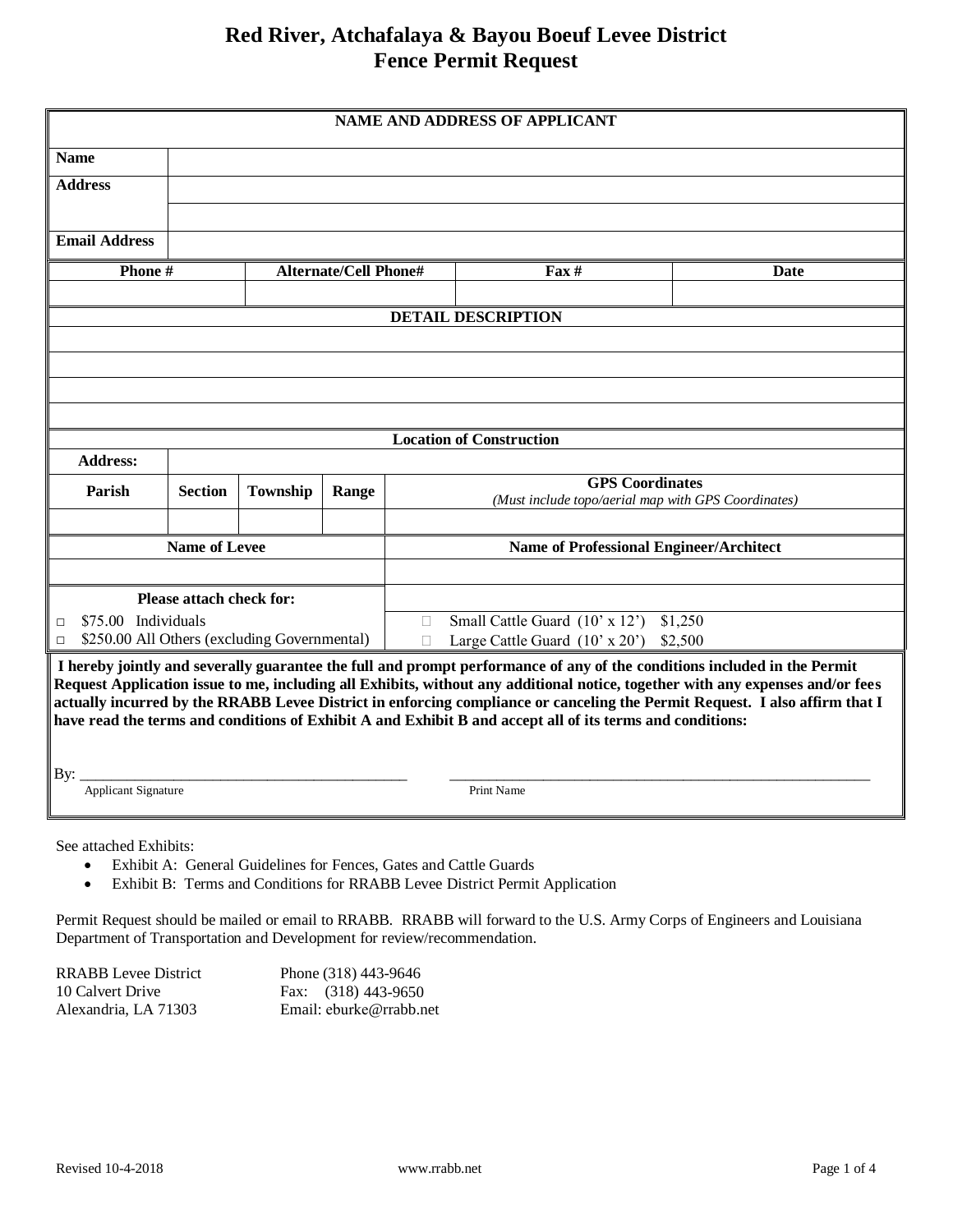# Red River, Atchafalaya & Bayou Boeuf Levee District
# Fence Permit Request

| NAME AND ADDRESS OF APPLICANT | |
|---|---|
| **Name** | |
| **Address** | |
| | |
| **Email Address** | |

| Phone # | Alternate/Cell Phone# | Fax # | Date |
|---|---|---|---|
| | | | |

| DETAIL DESCRIPTION |
|---|
| |
| |
| |
| |

| Location of Construction | | | | |
|---|---|---|---|---|
| **Address:** | | | | |
| **Parish** | **Section** | **Township** | **Range** | **GPS Coordinates** *(Must include topo/aerial map with GPS Coordinates)* |
| | | | | |

| Name of Levee | Name of Professional Engineer/Architect |
|---|---|
| | |

| Please attach check for: | |
|---|---|
| □ $75.00 Individuals | □ Small Cattle Guard (10' x 12') $1,250 |
| □ $250.00 All Others (excluding Governmental) | □ Large Cattle Guard (10' x 20') $2,500 |

**I hereby jointly and severally guarantee the full and prompt performance of any of the conditions included in the Permit Request Application issue to me, including all Exhibits, without any additional notice, together with any expenses and/or fees actually incurred by the RRABB Levee District in enforcing compliance or canceling the Permit Request. I also affirm that I have read the terms and conditions of Exhibit A and Exhibit B and accept all of its terms and conditions:**

By: ______________________________ ______________________________
Applicant Signature Print Name

See attached Exhibits:

- Exhibit A: General Guidelines for Fences, Gates and Cattle Guards
- Exhibit B: Terms and Conditions for RRABB Levee District Permit Application

Permit Request should be mailed or email to RRABB. RRABB will forward to the U.S. Army Corps of Engineers and Louisiana Department of Transportation and Development for review/recommendation.

RRABB Levee District
10 Calvert Drive
Alexandria, LA 71303

Phone (318) 443-9646
Fax: (318) 443-9650
Email: eburke@rrabb.net

Revised 10-4-2018 www.rrabb.net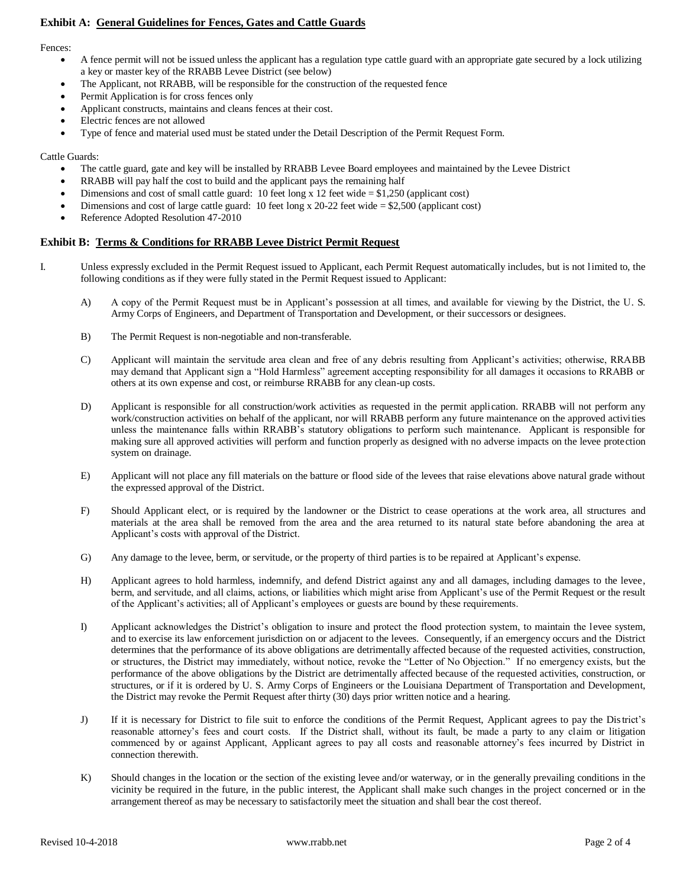## Exhibit A: General Guidelines for Fences, Gates and Cattle Guards

Fences:

- A fence permit will not be issued unless the applicant has a regulation type cattle guard with an appropriate gate secured by a lock utilizing a key or master key of the RRABB Levee District (see below)
- The Applicant, not RRABB, will be responsible for the construction of the requested fence
- Permit Application is for cross fences only
- Applicant constructs, maintains and cleans fences at their cost.
- Electric fences are not allowed
- Type of fence and material used must be stated under the Detail Description of the Permit Request Form.

Cattle Guards:

- The cattle guard, gate and key will be installed by RRABB Levee Board employees and maintained by the Levee District
- RRABB will pay half the cost to build and the applicant pays the remaining half
- Dimensions and cost of small cattle guard: 10 feet long x 12 feet wide = $1,250 (applicant cost)
- Dimensions and cost of large cattle guard: 10 feet long x 20-22 feet wide = $2,500 (applicant cost)
- Reference Adopted Resolution 47-2010

## Exhibit B: Terms & Conditions for RRABB Levee District Permit Request

I. Unless expressly excluded in the Permit Request issued to Applicant, each Permit Request automatically includes, but is not limited to, the following conditions as if they were fully stated in the Permit Request issued to Applicant:

A) A copy of the Permit Request must be in Applicant's possession at all times, and available for viewing by the District, the U. S. Army Corps of Engineers, and Department of Transportation and Development, or their successors or designees.

B) The Permit Request is non-negotiable and non-transferable.

C) Applicant will maintain the servitude area clean and free of any debris resulting from Applicant's activities; otherwise, RRABB may demand that Applicant sign a "Hold Harmless" agreement accepting responsibility for all damages it occasions to RRABB or others at its own expense and cost, or reimburse RRABB for any clean-up costs.

D) Applicant is responsible for all construction/work activities as requested in the permit application. RRABB will not perform any work/construction activities on behalf of the applicant, nor will RRABB perform any future maintenance on the approved activities unless the maintenance falls within RRABB's statutory obligations to perform such maintenance. Applicant is responsible for making sure all approved activities will perform and function properly as designed with no adverse impacts on the levee protection system on drainage.

E) Applicant will not place any fill materials on the batture or flood side of the levees that raise elevations above natural grade without the expressed approval of the District.

F) Should Applicant elect, or is required by the landowner or the District to cease operations at the work area, all structures and materials at the area shall be removed from the area and the area returned to its natural state before abandoning the area at Applicant's costs with approval of the District.

G) Any damage to the levee, berm, or servitude, or the property of third parties is to be repaired at Applicant's expense.

H) Applicant agrees to hold harmless, indemnify, and defend District against any and all damages, including damages to the levee, berm, and servitude, and all claims, actions, or liabilities which might arise from Applicant's use of the Permit Request or the result of the Applicant's activities; all of Applicant's employees or guests are bound by these requirements.

I) Applicant acknowledges the District's obligation to insure and protect the flood protection system, to maintain the levee system, and to exercise its law enforcement jurisdiction on or adjacent to the levees. Consequently, if an emergency occurs and the District determines that the performance of its above obligations are detrimentally affected because of the requested activities, construction, or structures, the District may immediately, without notice, revoke the "Letter of No Objection." If no emergency exists, but the performance of the above obligations by the District are detrimentally affected because of the requested activities, construction, or structures, or if it is ordered by U. S. Army Corps of Engineers or the Louisiana Department of Transportation and Development, the District may revoke the Permit Request after thirty (30) days prior written notice and a hearing.

J) If it is necessary for District to file suit to enforce the conditions of the Permit Request, Applicant agrees to pay the District's reasonable attorney's fees and court costs. If the District shall, without its fault, be made a party to any claim or litigation commenced by or against Applicant, Applicant agrees to pay all costs and reasonable attorney's fees incurred by District in connection therewith.

K) Should changes in the location or the section of the existing levee and/or waterway, or in the generally prevailing conditions in the vicinity be required in the future, in the public interest, the Applicant shall make such changes in the project concerned or in the arrangement thereof as may be necessary to satisfactorily meet the situation and shall bear the cost thereof.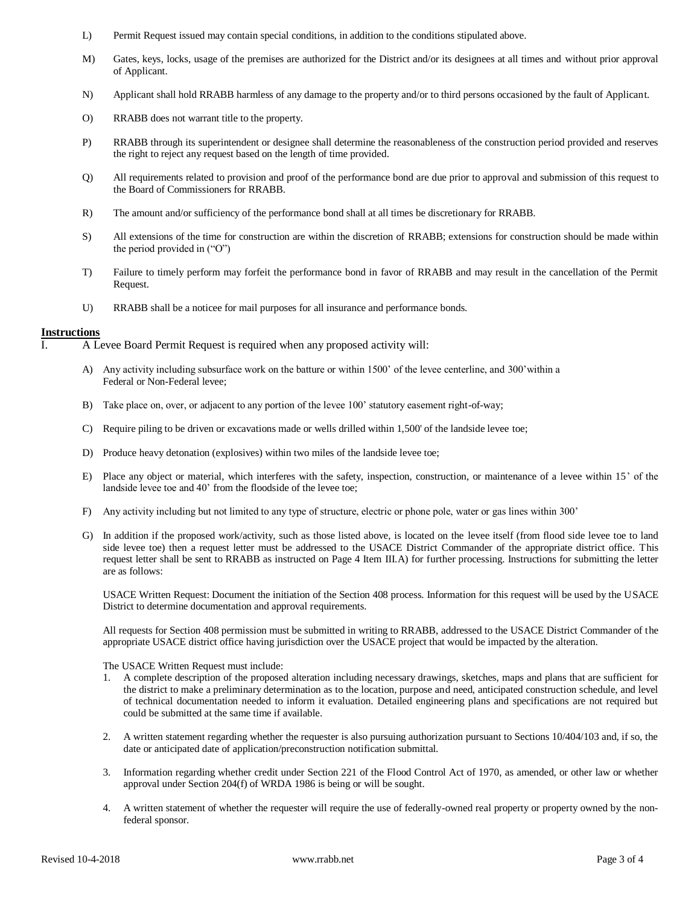L) Permit Request issued may contain special conditions, in addition to the conditions stipulated above.

M) Gates, keys, locks, usage of the premises are authorized for the District and/or its designees at all times and without prior approval of Applicant.

N) Applicant shall hold RRABB harmless of any damage to the property and/or to third persons occasioned by the fault of Applicant.

O) RRABB does not warrant title to the property.

P) RRABB through its superintendent or designee shall determine the reasonableness of the construction period provided and reserves the right to reject any request based on the length of time provided.

Q) All requirements related to provision and proof of the performance bond are due prior to approval and submission of this request to the Board of Commissioners for RRABB.

R) The amount and/or sufficiency of the performance bond shall at all times be discretionary for RRABB.

S) All extensions of the time for construction are within the discretion of RRABB; extensions for construction should be made within the period provided in ("O")

T) Failure to timely perform may forfeit the performance bond in favor of RRABB and may result in the cancellation of the Permit Request.

U) RRABB shall be a noticee for mail purposes for all insurance and performance bonds.

**Instructions**

I. A Levee Board Permit Request is required when any proposed activity will:

A) Any activity including subsurface work on the batture or within 1500' of the levee centerline, and 300'within a Federal or Non-Federal levee;

B) Take place on, over, or adjacent to any portion of the levee 100' statutory easement right-of-way;

C) Require piling to be driven or excavations made or wells drilled within 1,500' of the landside levee toe;

D) Produce heavy detonation (explosives) within two miles of the landside levee toe;

E) Place any object or material, which interferes with the safety, inspection, construction, or maintenance of a levee within 15' of the landside levee toe and 40' from the floodside of the levee toe;

F) Any activity including but not limited to any type of structure, electric or phone pole, water or gas lines within 300'

G) In addition if the proposed work/activity, such as those listed above, is located on the levee itself (from flood side levee toe to land side levee toe) then a request letter must be addressed to the USACE District Commander of the appropriate district office. This request letter shall be sent to RRABB as instructed on Page 4 Item III.A) for further processing. Instructions for submitting the letter are as follows:

USACE Written Request: Document the initiation of the Section 408 process. Information for this request will be used by the USACE District to determine documentation and approval requirements.

All requests for Section 408 permission must be submitted in writing to RRABB, addressed to the USACE District Commander of the appropriate USACE district office having jurisdiction over the USACE project that would be impacted by the alteration.

The USACE Written Request must include:

1. A complete description of the proposed alteration including necessary drawings, sketches, maps and plans that are sufficient for the district to make a preliminary determination as to the location, purpose and need, anticipated construction schedule, and level of technical documentation needed to inform it evaluation. Detailed engineering plans and specifications are not required but could be submitted at the same time if available.

2. A written statement regarding whether the requester is also pursuing authorization pursuant to Sections 10/404/103 and, if so, the date or anticipated date of application/preconstruction notification submittal.

3. Information regarding whether credit under Section 221 of the Flood Control Act of 1970, as amended, or other law or whether approval under Section 204(f) of WRDA 1986 is being or will be sought.

4. A written statement of whether the requester will require the use of federally-owned real property or property owned by the non-federal sponsor.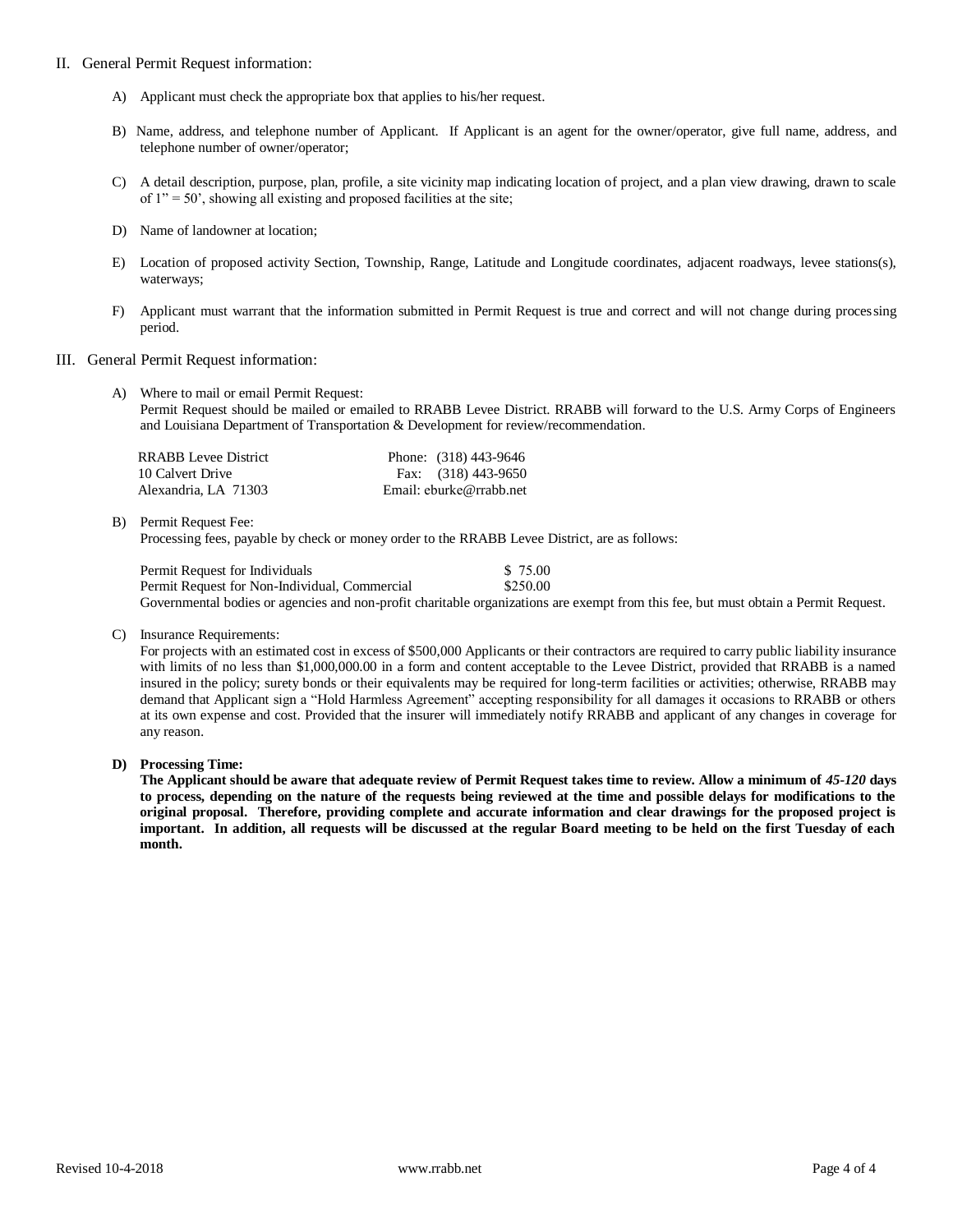## II. General Permit Request information:

A) Applicant must check the appropriate box that applies to his/her request.

B) Name, address, and telephone number of Applicant. If Applicant is an agent for the owner/operator, give full name, address, and telephone number of owner/operator;

C) A detail description, purpose, plan, profile, a site vicinity map indicating location of project, and a plan view drawing, drawn to scale of 1" = 50', showing all existing and proposed facilities at the site;

D) Name of landowner at location;

E) Location of proposed activity Section, Township, Range, Latitude and Longitude coordinates, adjacent roadways, levee stations(s), waterways;

F) Applicant must warrant that the information submitted in Permit Request is true and correct and will not change during processing period.

## III. General Permit Request information:

A) Where to mail or email Permit Request:
Permit Request should be mailed or emailed to RRABB Levee District. RRABB will forward to the U.S. Army Corps of Engineers and Louisiana Department of Transportation & Development for review/recommendation.

| | |
|---|---|
| RRABB Levee District | Phone: (318) 443-9646 |
| 10 Calvert Drive | Fax: (318) 443-9650 |
| Alexandria, LA 71303 | Email: eburke@rrabb.net |

B) Permit Request Fee:
Processing fees, payable by check or money order to the RRABB Levee District, are as follows:

| | |
|---|---|
| Permit Request for Individuals | $ 75.00 |
| Permit Request for Non-Individual, Commercial | $250.00 |

Governmental bodies or agencies and non-profit charitable organizations are exempt from this fee, but must obtain a Permit Request.

C) Insurance Requirements:
For projects with an estimated cost in excess of $500,000 Applicants or their contractors are required to carry public liability insurance with limits of no less than $1,000,000.00 in a form and content acceptable to the Levee District, provided that RRABB is a named insured in the policy; surety bonds or their equivalents may be required for long-term facilities or activities; otherwise, RRABB may demand that Applicant sign a "Hold Harmless Agreement" accepting responsibility for all damages it occasions to RRABB or others at its own expense and cost. Provided that the insurer will immediately notify RRABB and applicant of any changes in coverage for any reason.

**D) Processing Time:**
**The Applicant should be aware that adequate review of Permit Request takes time to review. Allow a minimum of *45-120* days to process, depending on the nature of the requests being reviewed at the time and possible delays for modifications to the original proposal. Therefore, providing complete and accurate information and clear drawings for the proposed project is important. In addition, all requests will be discussed at the regular Board meeting to be held on the first Tuesday of each month.**

Revised 10-4-2018 www.rrabb.net